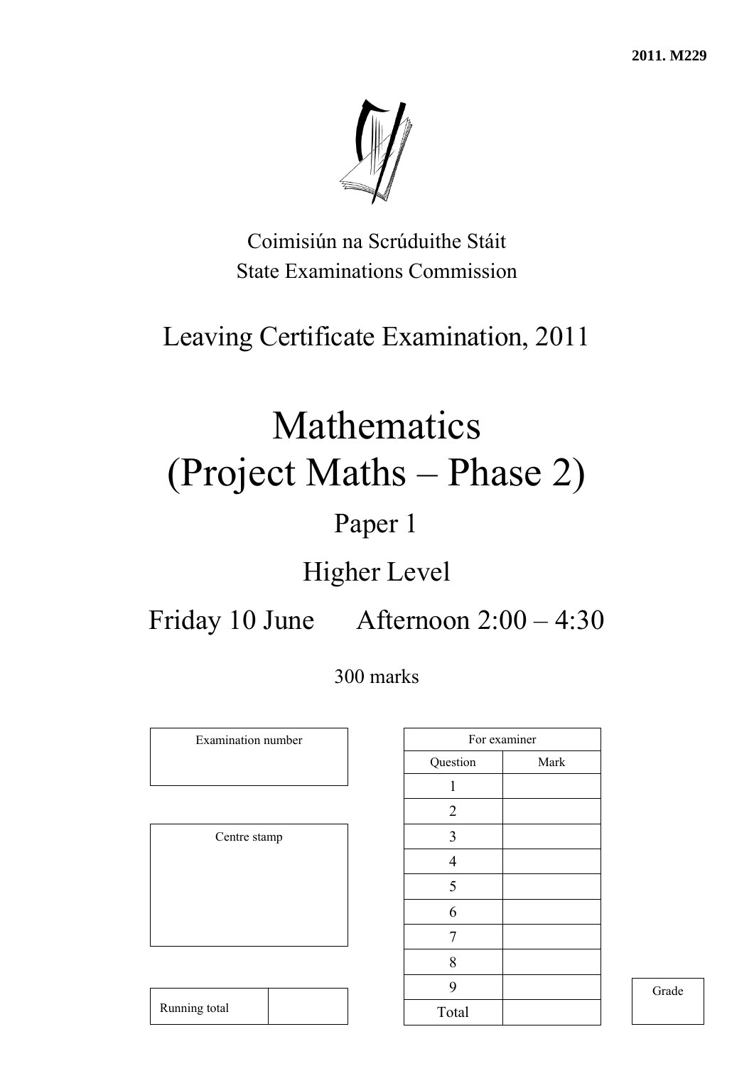**2011. M229**

Coimisiún na Scrúduithe Stáit
State Examinations Commission

# Leaving Certificate Examination, 2011

# Mathematics
# (Project Maths – Phase 2)

## Paper 1

## Higher Level

## Friday 10 June Afternoon 2:00 – 4:30

300 marks

| Examination number |
|---|
| |

| Centre stamp |
|---|
| |

| Running total | |
|---|---|

| For examiner | |
|---|---|
| Question | Mark |
| 1 | |
| 2 | |
| 3 | |
| 4 | |
| 5 | |
| 6 | |
| 7 | |
| 8 | |
| 9 | |
| Total | |

| Grade |
|---|
| |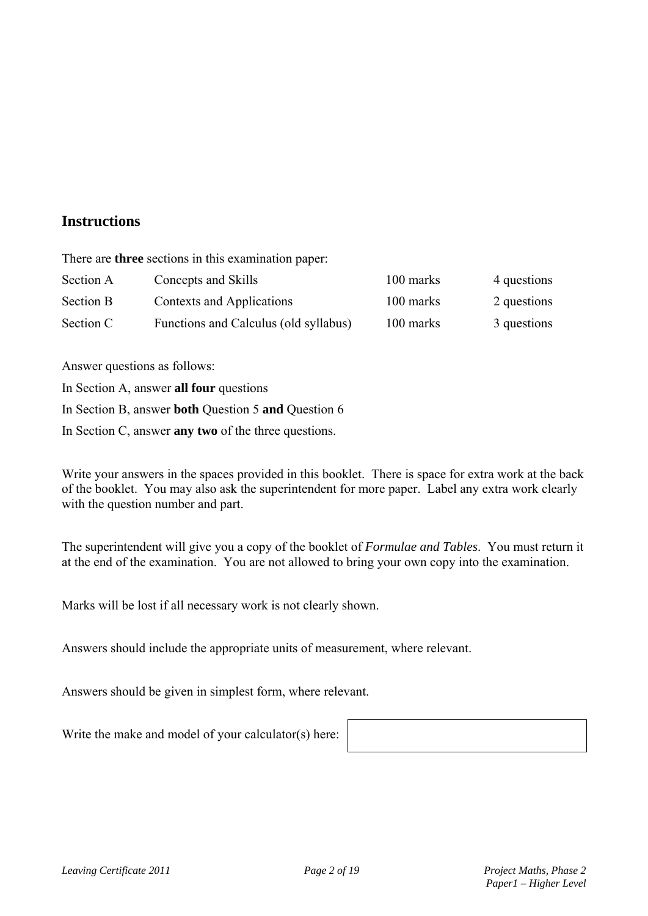## Instructions

There are **three** sections in this examination paper:

| | | | |
|---|---|---|---|
| Section A | Concepts and Skills | 100 marks | 4 questions |
| Section B | Contexts and Applications | 100 marks | 2 questions |
| Section C | Functions and Calculus (old syllabus) | 100 marks | 3 questions |

Answer questions as follows:

In Section A, answer **all four** questions

In Section B, answer **both** Question 5 **and** Question 6

In Section C, answer **any two** of the three questions.

Write your answers in the spaces provided in this booklet. There is space for extra work at the back of the booklet. You may also ask the superintendent for more paper. Label any extra work clearly with the question number and part.

The superintendent will give you a copy of the booklet of *Formulae and Tables*. You must return it at the end of the examination. You are not allowed to bring your own copy into the examination.

Marks will be lost if all necessary work is not clearly shown.

Answers should include the appropriate units of measurement, where relevant.

Answers should be given in simplest form, where relevant.

Write the make and model of your calculator(s) here: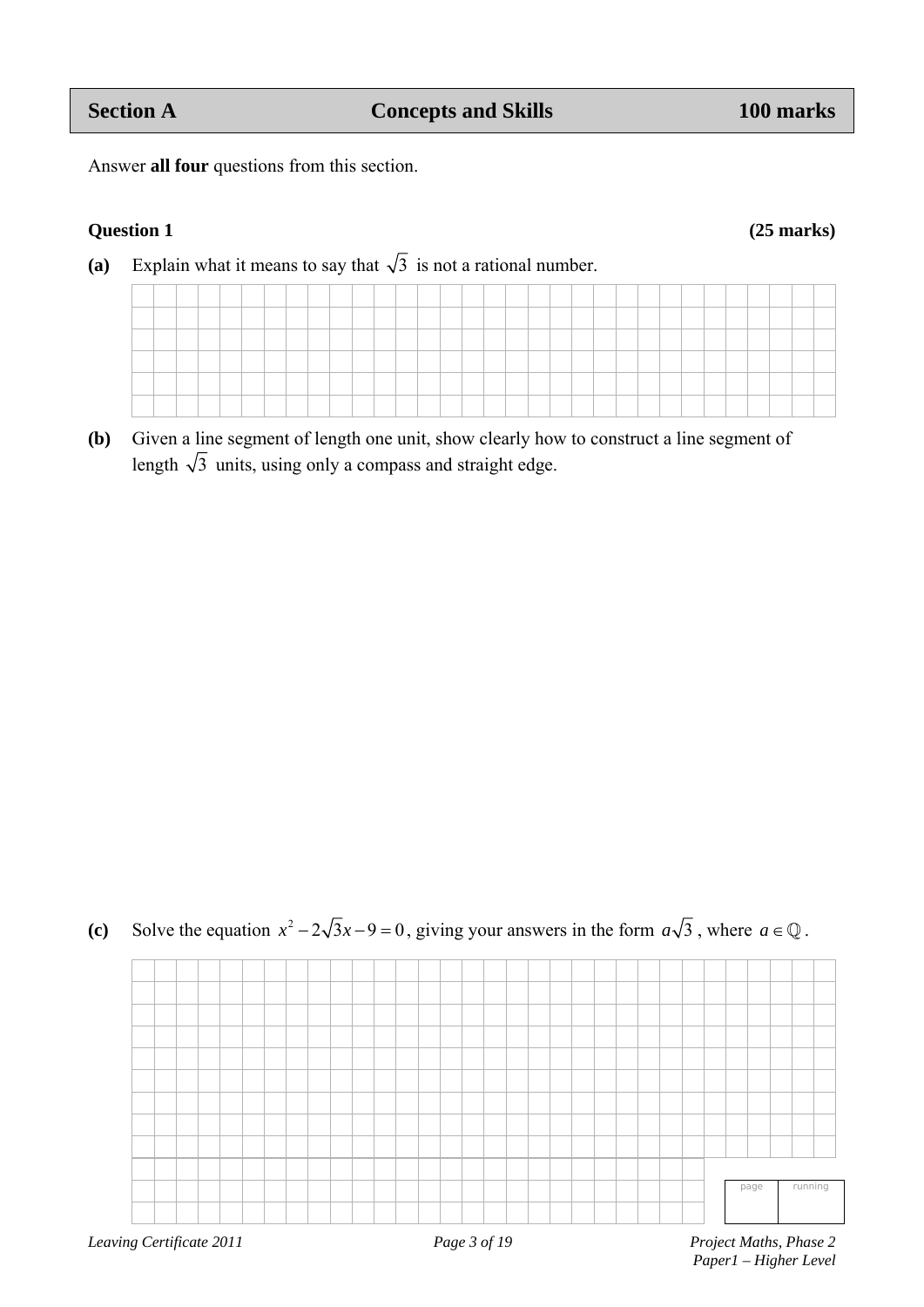| Section A | Concepts and Skills | 100 marks |
|---|---|---|

Answer **all four** questions from this section.

**Question 1** **(25 marks)**

**(a)** Explain what it means to say that $\sqrt{3}$ is not a rational number.

**(b)** Given a line segment of length one unit, show clearly how to construct a line segment of length $\sqrt{3}$ units, using only a compass and straight edge.

**(c)** Solve the equation $x^2 - 2\sqrt{3}x - 9 = 0$, giving your answers in the form $a\sqrt{3}$, where $a \in \mathbb{Q}$.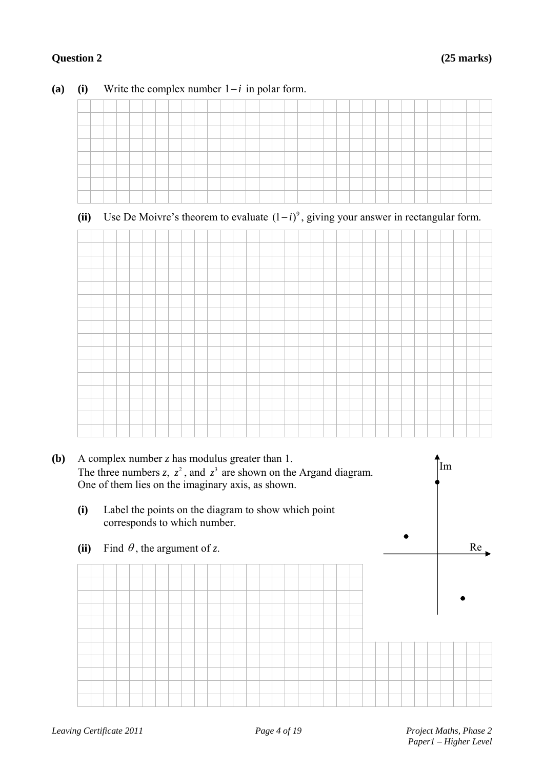**Question 2** **(25 marks)**

**(a)** **(i)** Write the complex number $1-i$ in polar form.

**(ii)** Use De Moivre's theorem to evaluate $(1-i)^9$, giving your answer in rectangular form.

**(b)** A complex number $z$ has modulus greater than 1.
The three numbers $z$, $z^2$, and $z^3$ are shown on the Argand diagram.
One of them lies on the imaginary axis, as shown.

**(i)** Label the points on the diagram to show which point corresponds to which number.

**(ii)** Find $\theta$, the argument of $z$.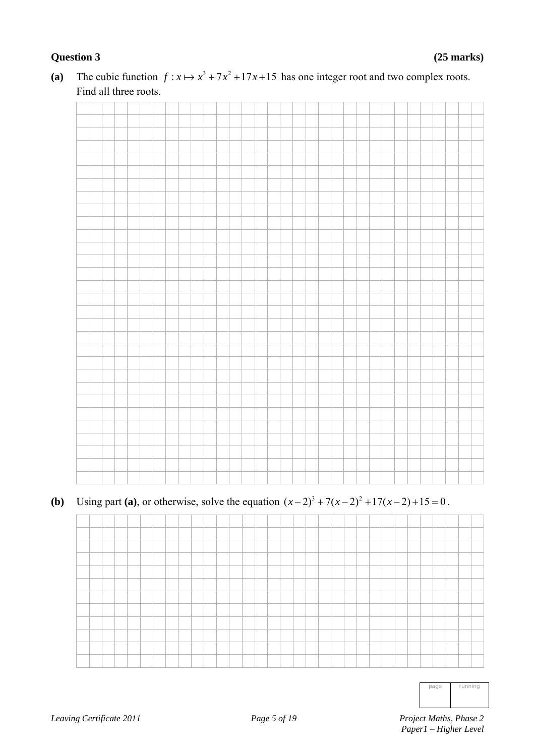**Question 3** **(25 marks)**

**(a)** The cubic function $f : x \mapsto x^3 + 7x^2 + 17x + 15$ has one integer root and two complex roots. Find all three roots.

**(b)** Using part **(a)**, or otherwise, solve the equation $(x-2)^3 + 7(x-2)^2 + 17(x-2) + 15 = 0$.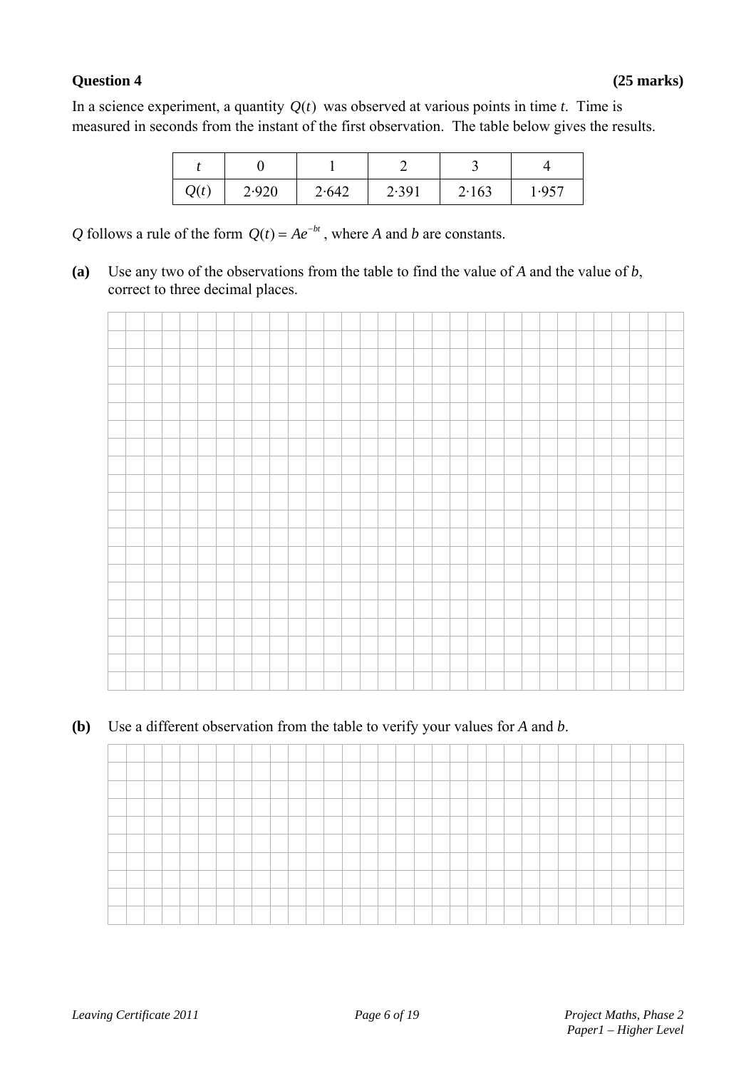**Question 4** **(25 marks)**

In a science experiment, a quantity $Q(t)$ was observed at various points in time $t$. Time is measured in seconds from the instant of the first observation. The table below gives the results.

| $t$ | 0 | 1 | 2 | 3 | 4 |
|---|---|---|---|---|---|
| $Q(t)$ | 2·920 | 2·642 | 2·391 | 2·163 | 1·957 |

$Q$ follows a rule of the form $Q(t) = Ae^{-bt}$, where $A$ and $b$ are constants.

**(a)** Use any two of the observations from the table to find the value of $A$ and the value of $b$, correct to three decimal places.

**(b)** Use a different observation from the table to verify your values for $A$ and $b$.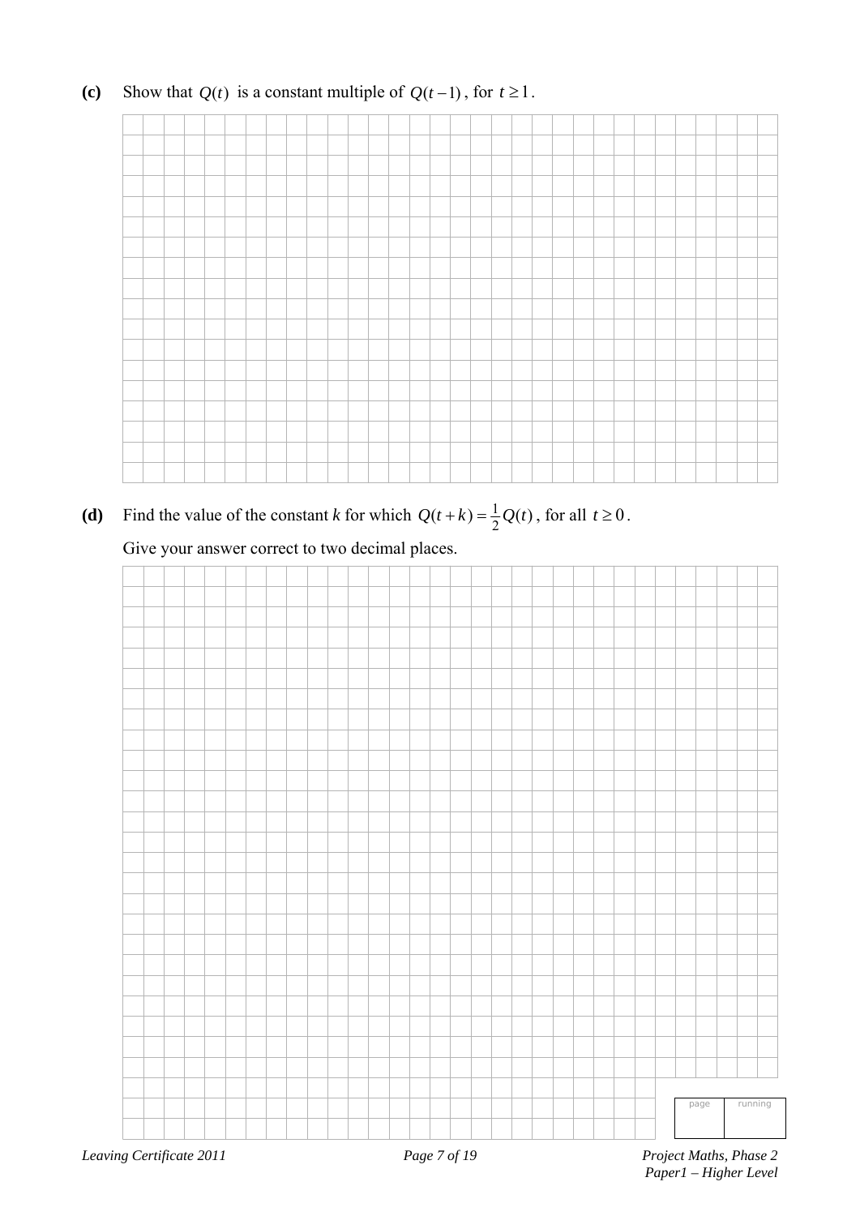**(c)** Show that $Q(t)$ is a constant multiple of $Q(t-1)$, for $t \geq 1$.

**(d)** Find the value of the constant *k* for which $Q(t+k) = \frac{1}{2}Q(t)$, for all $t \geq 0$.

Give your answer correct to two decimal places.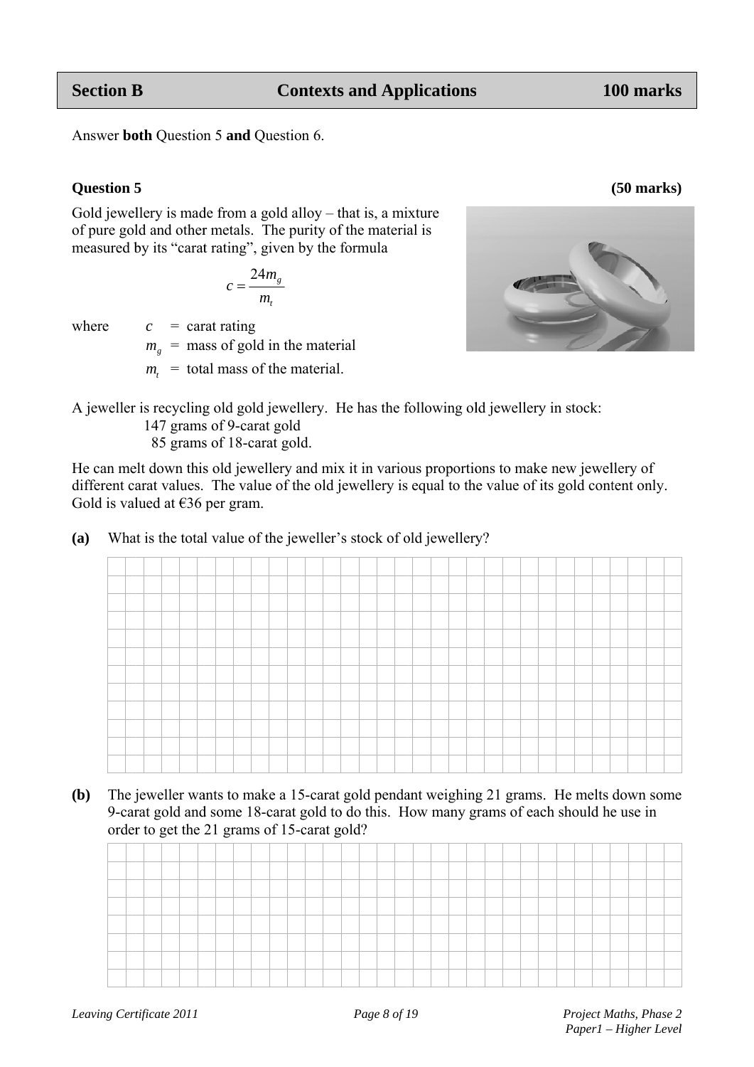| Section B | Contexts and Applications | 100 marks |
|---|---|---|

Answer **both** Question 5 **and** Question 6.

**Question 5** **(50 marks)**

Gold jewellery is made from a gold alloy – that is, a mixture of pure gold and other metals. The purity of the material is measured by its "carat rating", given by the formula

$$c = \frac{24m_g}{m_t}$$

where $c$ = carat rating
$m_g$ = mass of gold in the material
$m_t$ = total mass of the material.

A jeweller is recycling old gold jewellery. He has the following old jewellery in stock:
147 grams of 9-carat gold
85 grams of 18-carat gold.

He can melt down this old jewellery and mix it in various proportions to make new jewellery of different carat values. The value of the old jewellery is equal to the value of its gold content only. Gold is valued at €36 per gram.

**(a)** What is the total value of the jeweller's stock of old jewellery?

**(b)** The jeweller wants to make a 15-carat gold pendant weighing 21 grams. He melts down some 9-carat gold and some 18-carat gold to do this. How many grams of each should he use in order to get the 21 grams of 15-carat gold?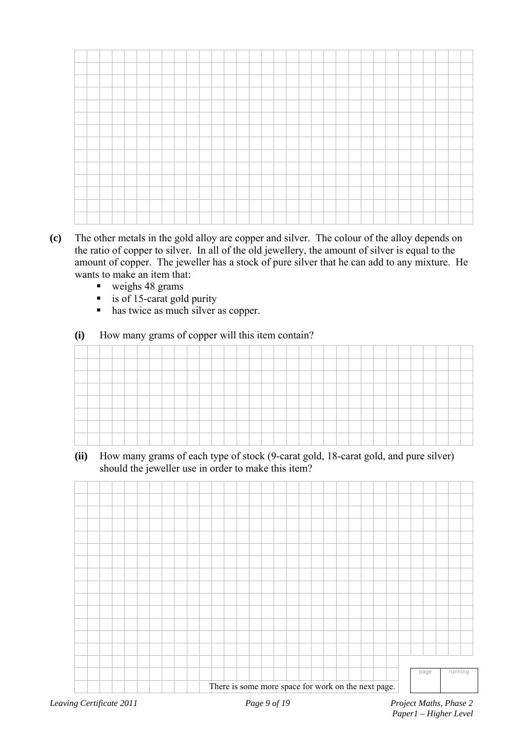**(c)** The other metals in the gold alloy are copper and silver. The colour of the alloy depends on the ratio of copper to silver. In all of the old jewellery, the amount of silver is equal to the amount of copper. The jeweller has a stock of pure silver that he can add to any mixture. He wants to make an item that:

- weighs 48 grams
- is of 15-carat gold purity
- has twice as much silver as copper.

**(i)** How many grams of copper will this item contain?

**(ii)** How many grams of each type of stock (9-carat gold, 18-carat gold, and pure silver) should the jeweller use in order to make this item?

There is some more space for work on the next page.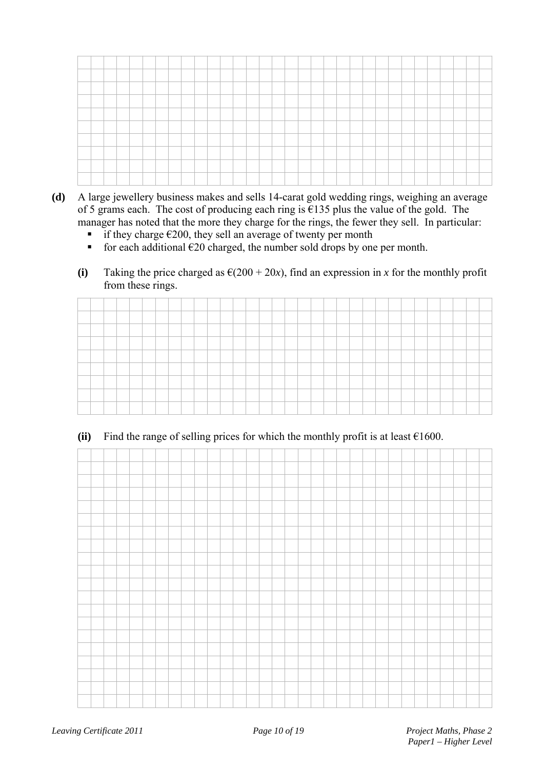**(d)** A large jewellery business makes and sells 14-carat gold wedding rings, weighing an average of 5 grams each. The cost of producing each ring is €135 plus the value of the gold. The manager has noted that the more they charge for the rings, the fewer they sell. In particular:

- if they charge €200, they sell an average of twenty per month
- for each additional €20 charged, the number sold drops by one per month.

**(i)** Taking the price charged as €$(200 + 20x)$, find an expression in $x$ for the monthly profit from these rings.

**(ii)** Find the range of selling prices for which the monthly profit is at least €1600.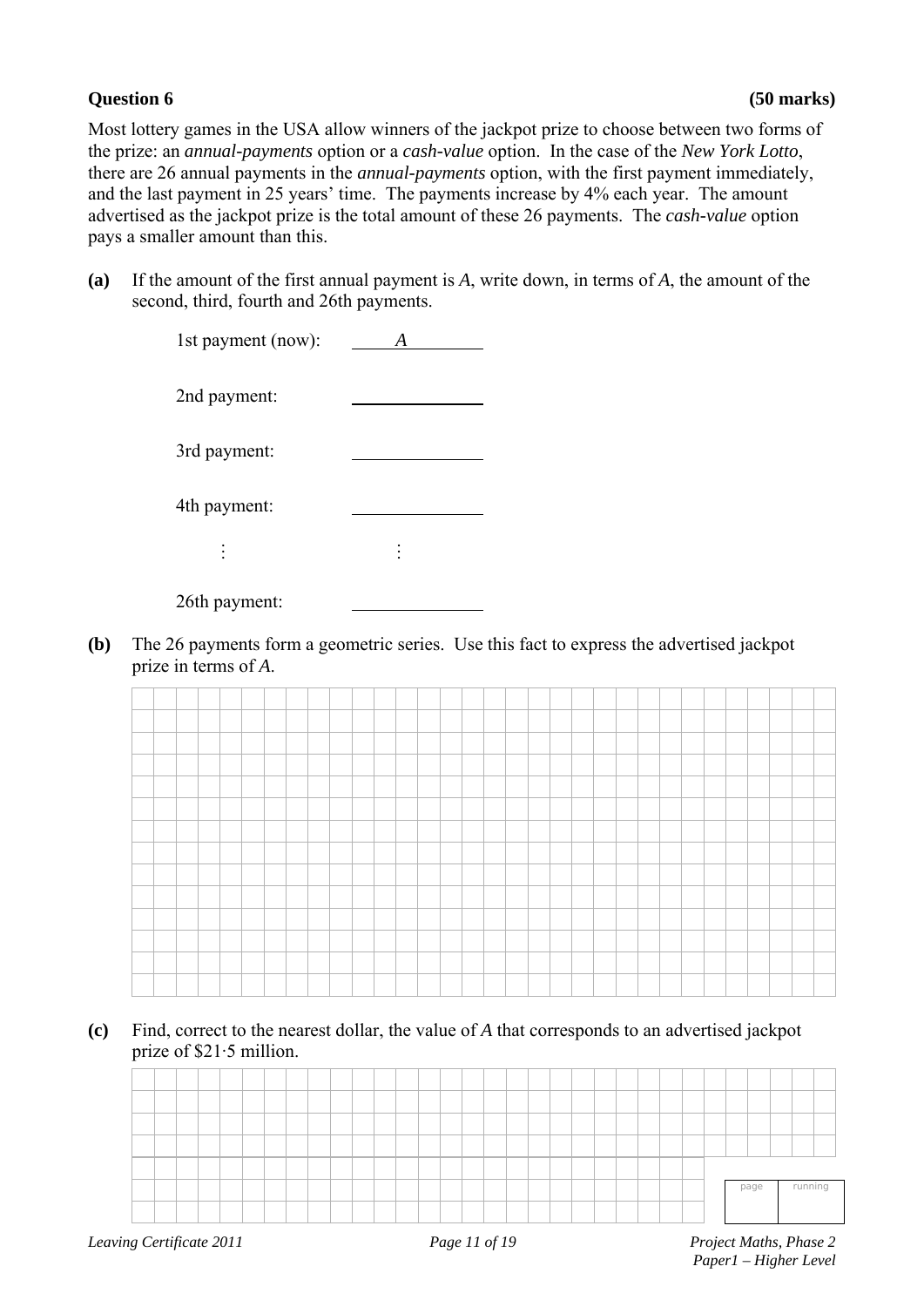**Question 6** **(50 marks)**

Most lottery games in the USA allow winners of the jackpot prize to choose between two forms of the prize: an *annual-payments* option or a *cash-value* option. In the case of the *New York Lotto*, there are 26 annual payments in the *annual-payments* option, with the first payment immediately, and the last payment in 25 years' time. The payments increase by 4% each year. The amount advertised as the jackpot prize is the total amount of these 26 payments. The *cash-value* option pays a smaller amount than this.

**(a)** If the amount of the first annual payment is $A$, write down, in terms of $A$, the amount of the second, third, fourth and 26th payments.

1st payment (now): $A$

2nd payment: ______________

3rd payment: ______________

4th payment: ______________

⋮ ⋮

26th payment: ______________

**(b)** The 26 payments form a geometric series. Use this fact to express the advertised jackpot prize in terms of $A$.

**(c)** Find, correct to the nearest dollar, the value of $A$ that corresponds to an advertised jackpot prize of \$21·5 million.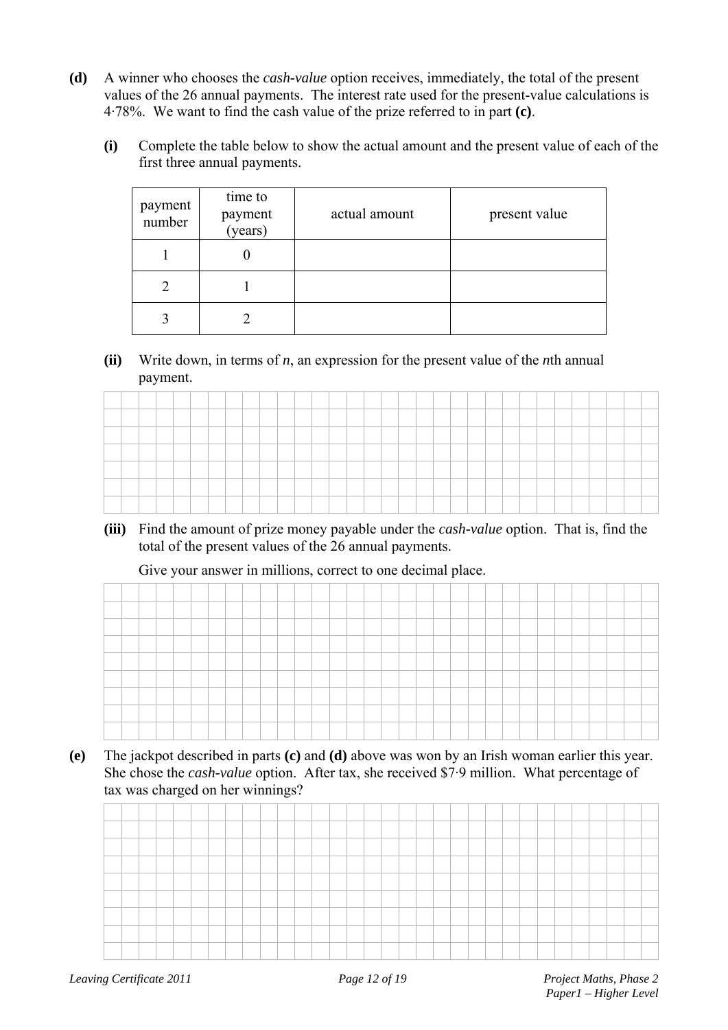**(d)** A winner who chooses the *cash-value* option receives, immediately, the total of the present values of the 26 annual payments. The interest rate used for the present-value calculations is 4·78%. We want to find the cash value of the prize referred to in part **(c)**.

**(i)** Complete the table below to show the actual amount and the present value of each of the first three annual payments.

| payment number | time to payment (years) | actual amount | present value |
|---|---|---|---|
| 1 | 0 | | |
| 2 | 1 | | |
| 3 | 2 | | |

**(ii)** Write down, in terms of *n*, an expression for the present value of the *n*th annual payment.

**(iii)** Find the amount of prize money payable under the *cash-value* option. That is, find the total of the present values of the 26 annual payments.

Give your answer in millions, correct to one decimal place.

**(e)** The jackpot described in parts **(c)** and **(d)** above was won by an Irish woman earlier this year. She chose the *cash-value* option. After tax, she received \$7·9 million. What percentage of tax was charged on her winnings?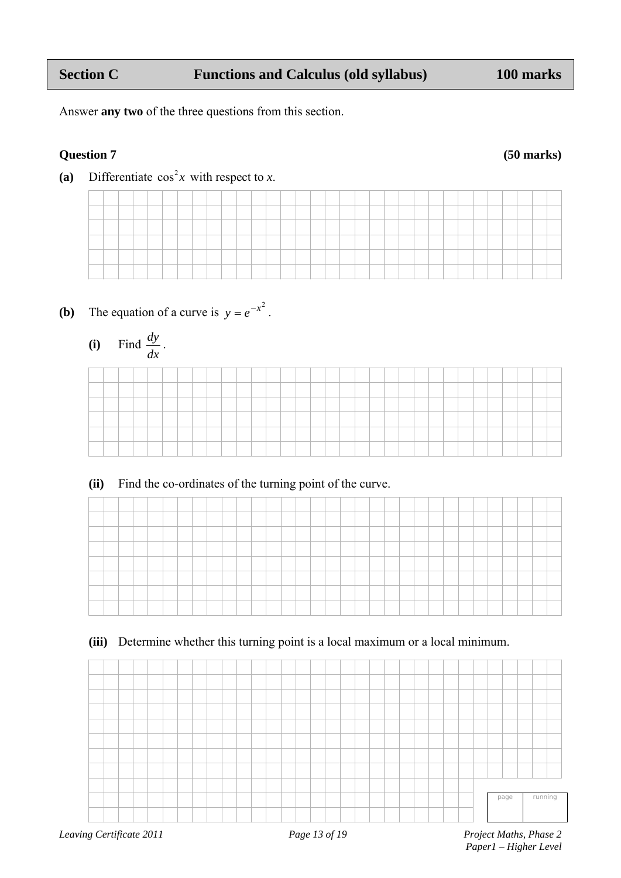## Section C Functions and Calculus (old syllabus) 100 marks

Answer **any two** of the three questions from this section.

### Question 7 (50 marks)

**(a)** Differentiate $\cos^2 x$ with respect to *x*.

**(b)** The equation of a curve is $y = e^{-x^2}$.

**(i)** Find $\frac{dy}{dx}$.

**(ii)** Find the co-ordinates of the turning point of the curve.

**(iii)** Determine whether this turning point is a local maximum or a local minimum.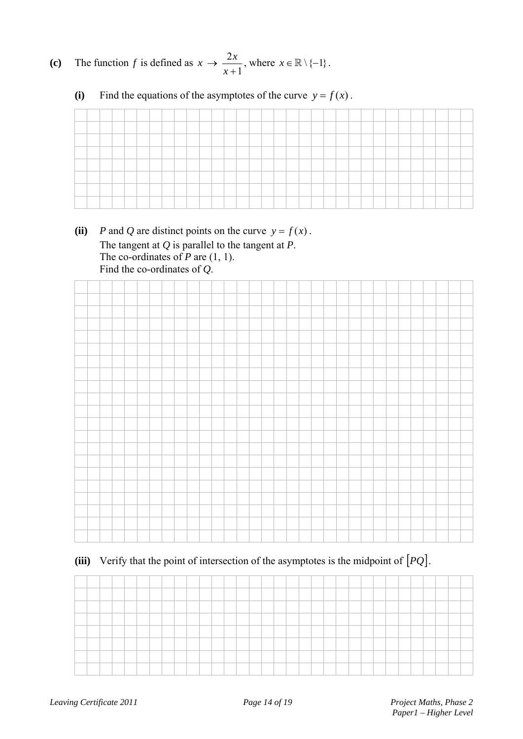**(c)** The function $f$ is defined as $x \to \dfrac{2x}{x+1}$, where $x \in \mathbb{R} \setminus \{-1\}$.

**(i)** Find the equations of the asymptotes of the curve $y = f(x)$.

**(ii)** $P$ and $Q$ are distinct points on the curve $y = f(x)$.
The tangent at $Q$ is parallel to the tangent at $P$.
The co-ordinates of $P$ are (1, 1).
Find the co-ordinates of $Q$.

**(iii)** Verify that the point of intersection of the asymptotes is the midpoint of $[PQ]$.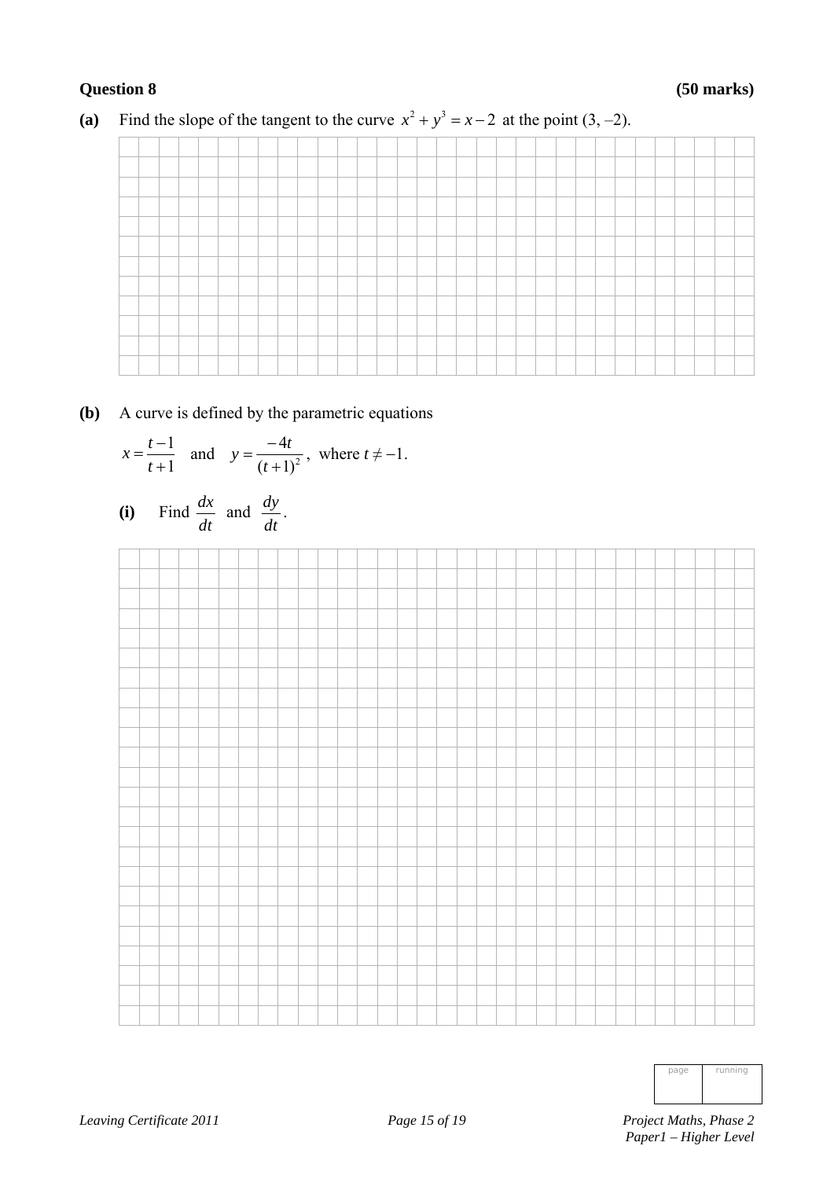**Question 8** **(50 marks)**

**(a)** Find the slope of the tangent to the curve $x^2 + y^3 = x - 2$ at the point (3, –2).

**(b)** A curve is defined by the parametric equations

$$x = \frac{t-1}{t+1} \quad \text{and} \quad y = \frac{-4t}{(t+1)^2}, \text{ where } t \neq -1.$$

**(i)** Find $\frac{dx}{dt}$ and $\frac{dy}{dt}$.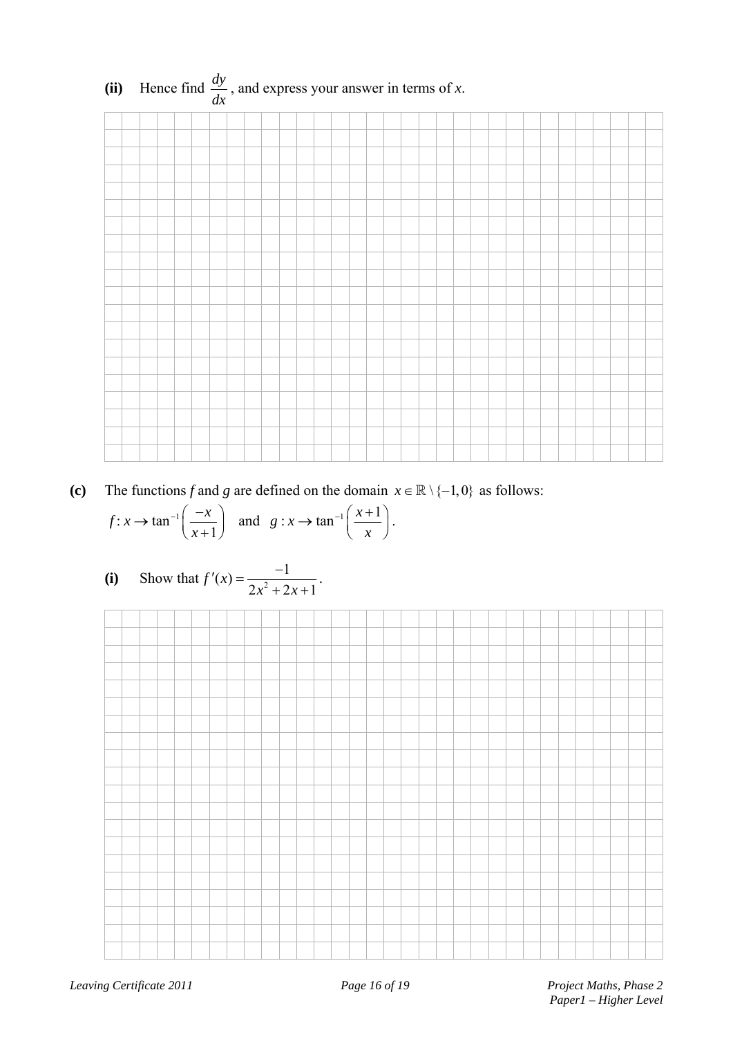**(ii)** Hence find $\frac{dy}{dx}$, and express your answer in terms of $x$.

**(c)** The functions $f$ and $g$ are defined on the domain $x \in \mathbb{R} \setminus \{-1, 0\}$ as follows:

$$f : x \to \tan^{-1}\left(\frac{-x}{x+1}\right) \quad \text{and} \quad g : x \to \tan^{-1}\left(\frac{x+1}{x}\right).$$

**(i)** Show that $f'(x) = \frac{-1}{2x^2 + 2x + 1}$.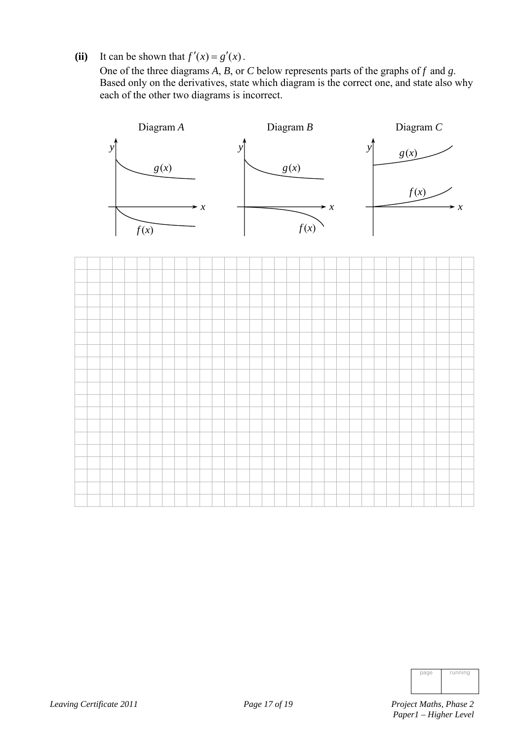**(ii)** It can be shown that $f'(x) = g'(x)$.

One of the three diagrams *A*, *B*, or *C* below represents parts of the graphs of *f* and *g*. Based only on the derivatives, state which diagram is the correct one, and state also why each of the other two diagrams is incorrect.

Diagram *A* &nbsp;&nbsp;&nbsp;&nbsp;&nbsp;&nbsp;&nbsp;&nbsp; Diagram *B* &nbsp;&nbsp;&nbsp;&nbsp;&nbsp;&nbsp;&nbsp;&nbsp; Diagram *C*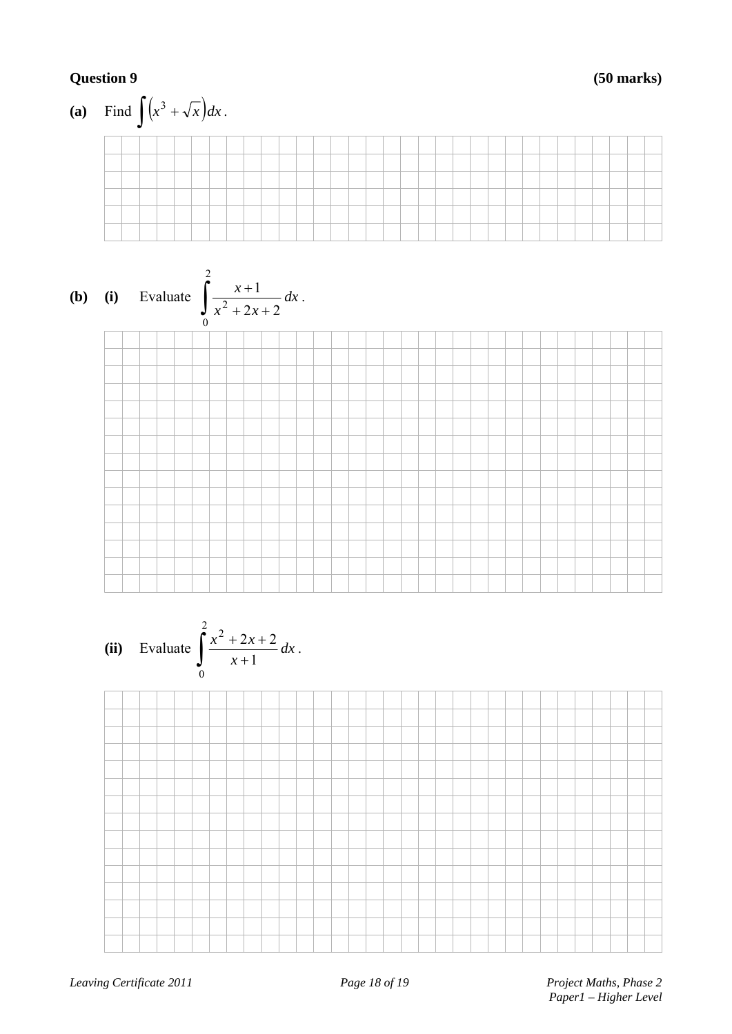**Question 9** **(50 marks)**

**(a)** Find $\int \left(x^3 + \sqrt{x}\right) dx$.

**(b)** **(i)** Evaluate $\displaystyle\int_0^2 \frac{x+1}{x^2+2x+2}\, dx$.

**(ii)** Evaluate $\displaystyle\int_0^2 \frac{x^2+2x+2}{x+1}\, dx$.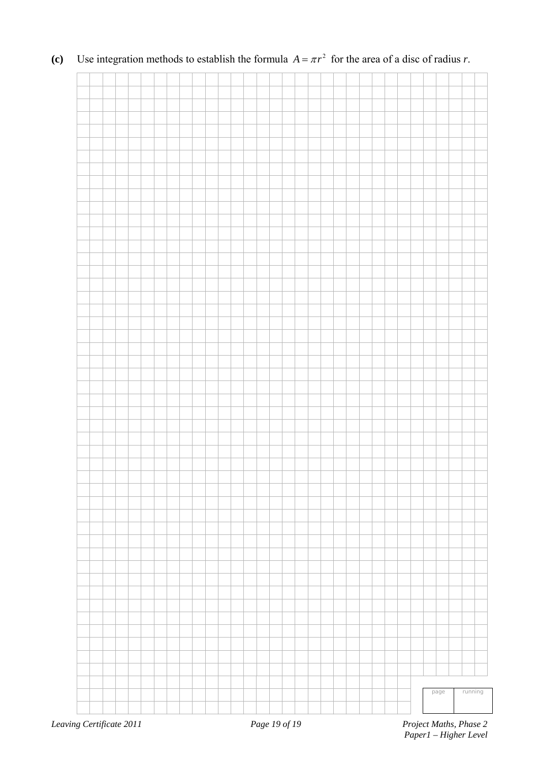**(c)** Use integration methods to establish the formula $A = \pi r^2$ for the area of a disc of radius $r$.

| page | running |
| --- | --- |
| | |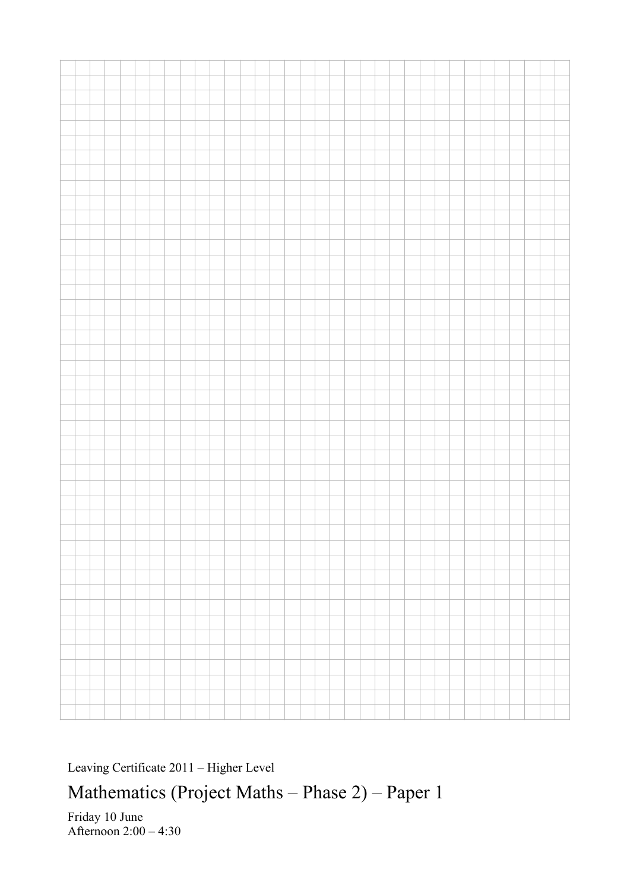Leaving Certificate 2011 – Higher Level

Mathematics (Project Maths – Phase 2) – Paper 1

Friday 10 June
Afternoon 2:00 – 4:30